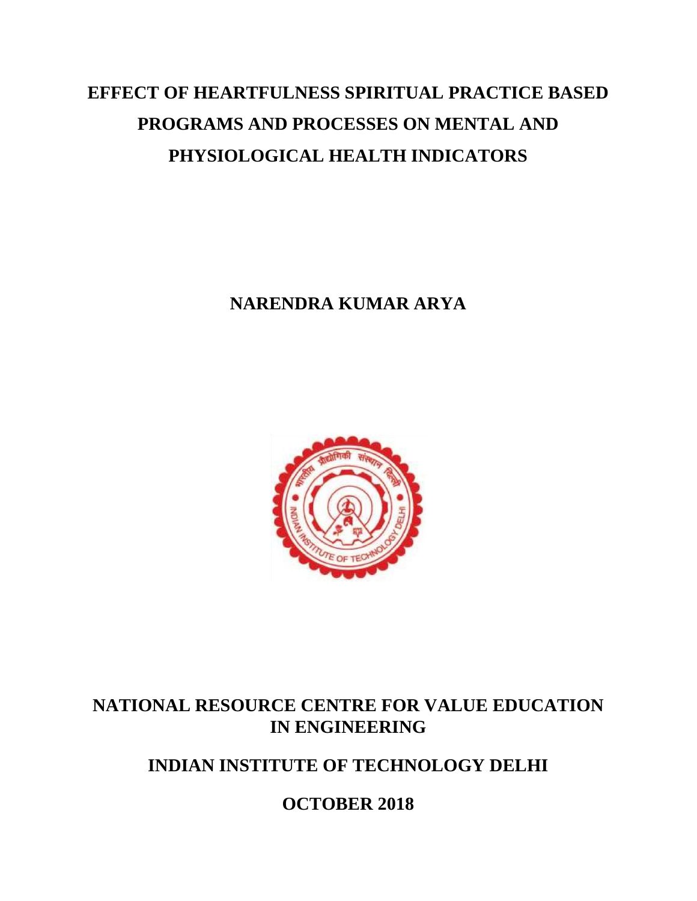# EFFECT OF HEARTFULNESS SPIRITUAL PRACTICE BASED PROGRAMS AND PROCESSES ON MENTAL AND PHYSIOLOGICAL HEALTH INDICATORS

**NARENDRA KUMAR ARYA**

**NATIONAL RESOURCE CENTRE FOR VALUE EDUCATION IN ENGINEERING**

**INDIAN INSTITUTE OF TECHNOLOGY DELHI**

**OCTOBER 2018**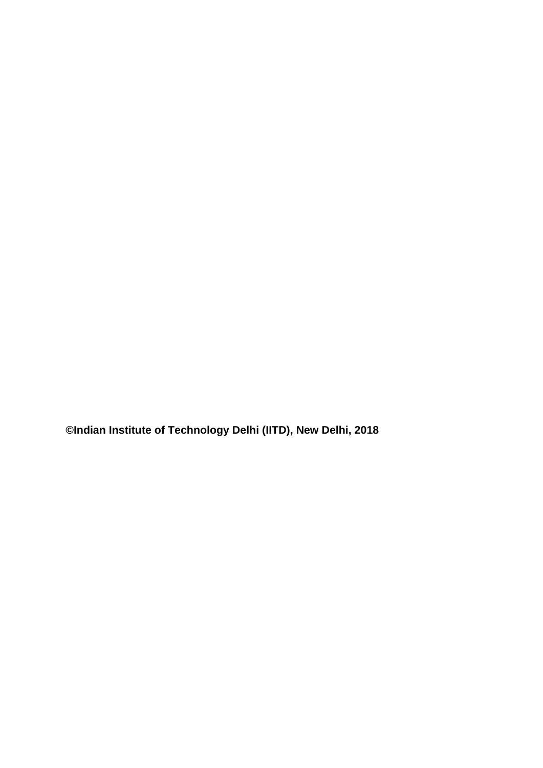**©Indian Institute of Technology Delhi (IITD), New Delhi, 2018**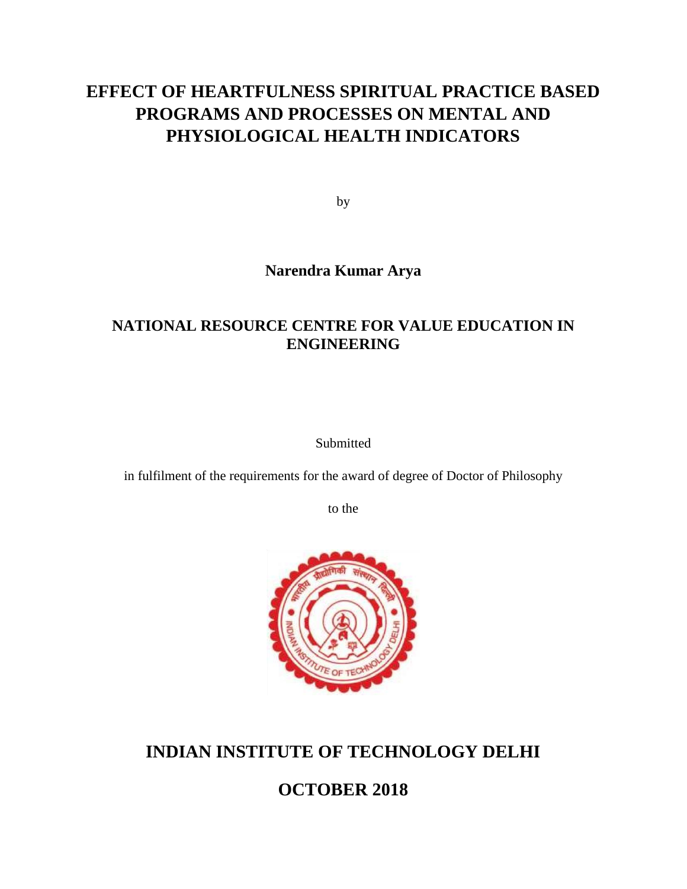# EFFECT OF HEARTFULNESS SPIRITUAL PRACTICE BASED PROGRAMS AND PROCESSES ON MENTAL AND PHYSIOLOGICAL HEALTH INDICATORS

by

**Narendra Kumar Arya**

**NATIONAL RESOURCE CENTRE FOR VALUE EDUCATION IN ENGINEERING**

Submitted

in fulfilment of the requirements for the award of degree of Doctor of Philosophy

to the

## INDIAN INSTITUTE OF TECHNOLOGY DELHI

## OCTOBER 2018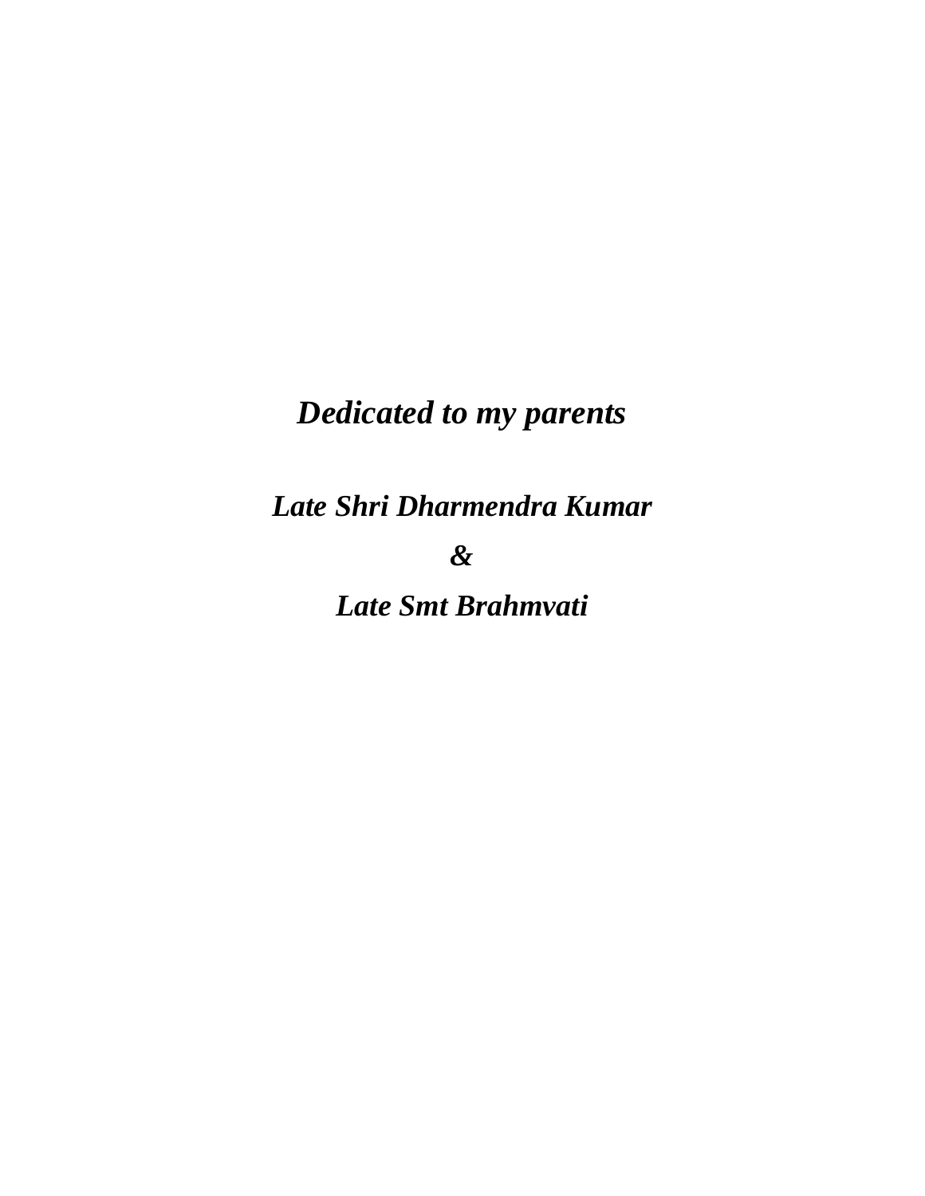***Dedicated to my parents***

***Late Shri Dharmendra Kumar***

***&***

***Late Smt Brahmvati***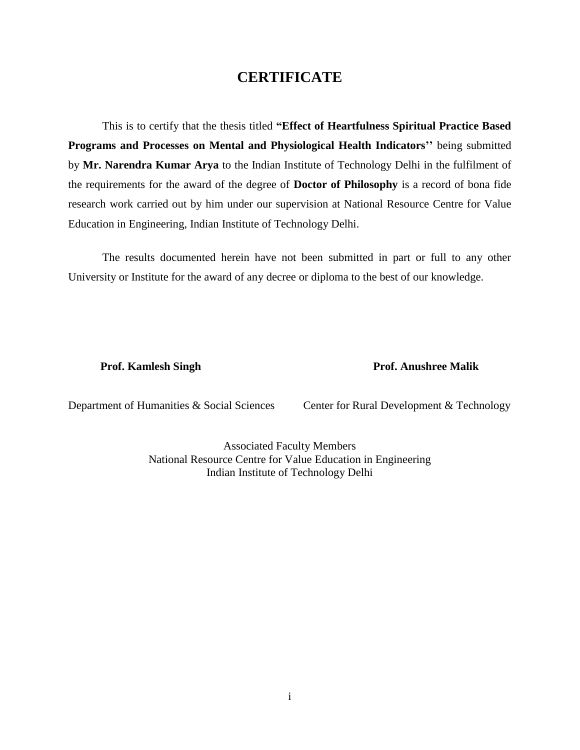# CERTIFICATE

This is to certify that the thesis titled **"Effect of Heartfulness Spiritual Practice Based Programs and Processes on Mental and Physiological Health Indicators''** being submitted by **Mr. Narendra Kumar Arya** to the Indian Institute of Technology Delhi in the fulfilment of the requirements for the award of the degree of **Doctor of Philosophy** is a record of bona fide research work carried out by him under our supervision at National Resource Centre for Value Education in Engineering, Indian Institute of Technology Delhi.

The results documented herein have not been submitted in part or full to any other University or Institute for the award of any decree or diploma to the best of our knowledge.

**Prof. Kamlesh Singh**
Department of Humanities & Social Sciences

**Prof. Anushree Malik**
Center for Rural Development & Technology

Associated Faculty Members
National Resource Centre for Value Education in Engineering
Indian Institute of Technology Delhi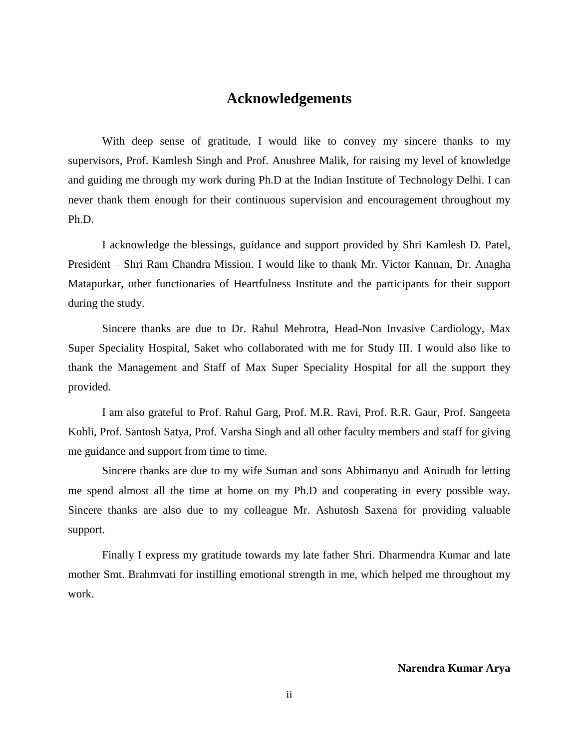# Acknowledgements

With deep sense of gratitude, I would like to convey my sincere thanks to my supervisors, Prof. Kamlesh Singh and Prof. Anushree Malik, for raising my level of knowledge and guiding me through my work during Ph.D at the Indian Institute of Technology Delhi. I can never thank them enough for their continuous supervision and encouragement throughout my Ph.D.

I acknowledge the blessings, guidance and support provided by Shri Kamlesh D. Patel, President – Shri Ram Chandra Mission. I would like to thank Mr. Victor Kannan, Dr. Anagha Matapurkar, other functionaries of Heartfulness Institute and the participants for their support during the study.

Sincere thanks are due to Dr. Rahul Mehrotra, Head-Non Invasive Cardiology, Max Super Speciality Hospital, Saket who collaborated with me for Study III. I would also like to thank the Management and Staff of Max Super Speciality Hospital for all the support they provided.

I am also grateful to Prof. Rahul Garg, Prof. M.R. Ravi, Prof. R.R. Gaur, Prof. Sangeeta Kohli, Prof. Santosh Satya, Prof. Varsha Singh and all other faculty members and staff for giving me guidance and support from time to time.

Sincere thanks are due to my wife Suman and sons Abhimanyu and Anirudh for letting me spend almost all the time at home on my Ph.D and cooperating in every possible way. Sincere thanks are also due to my colleague Mr. Ashutosh Saxena for providing valuable support.

Finally I express my gratitude towards my late father Shri. Dharmendra Kumar and late mother Smt. Brahmvati for instilling emotional strength in me, which helped me throughout my work.

**Narendra Kumar Arya**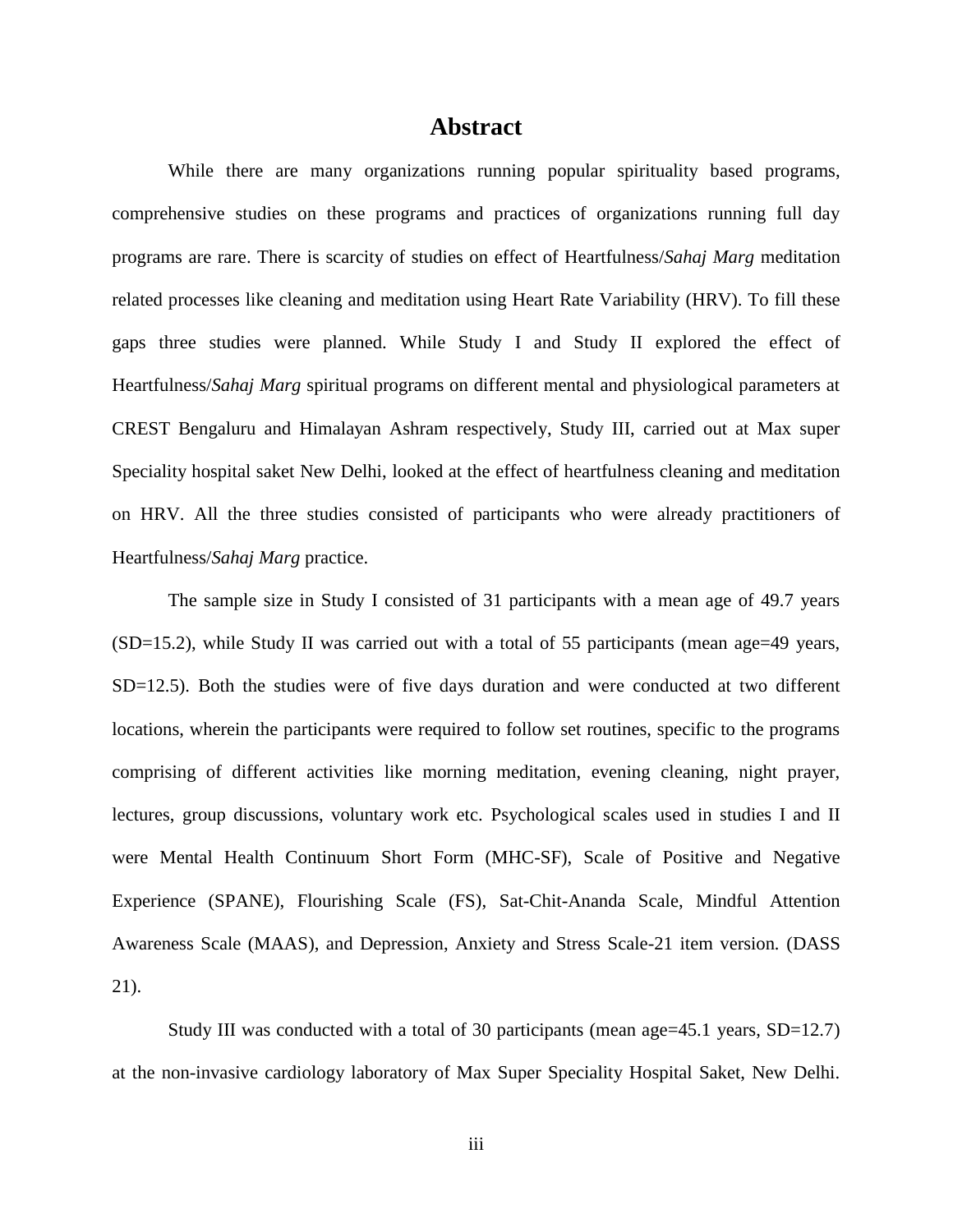# Abstract

While there are many organizations running popular spirituality based programs, comprehensive studies on these programs and practices of organizations running full day programs are rare. There is scarcity of studies on effect of Heartfulness/*Sahaj Marg* meditation related processes like cleaning and meditation using Heart Rate Variability (HRV). To fill these gaps three studies were planned. While Study I and Study II explored the effect of Heartfulness/*Sahaj Marg* spiritual programs on different mental and physiological parameters at CREST Bengaluru and Himalayan Ashram respectively, Study III, carried out at Max super Speciality hospital saket New Delhi, looked at the effect of heartfulness cleaning and meditation on HRV. All the three studies consisted of participants who were already practitioners of Heartfulness/*Sahaj Marg* practice.

The sample size in Study I consisted of 31 participants with a mean age of 49.7 years (SD=15.2), while Study II was carried out with a total of 55 participants (mean age=49 years, SD=12.5). Both the studies were of five days duration and were conducted at two different locations, wherein the participants were required to follow set routines, specific to the programs comprising of different activities like morning meditation, evening cleaning, night prayer, lectures, group discussions, voluntary work etc. Psychological scales used in studies I and II were Mental Health Continuum Short Form (MHC-SF), Scale of Positive and Negative Experience (SPANE), Flourishing Scale (FS), Sat-Chit-Ananda Scale, Mindful Attention Awareness Scale (MAAS), and Depression, Anxiety and Stress Scale-21 item version. (DASS 21).

Study III was conducted with a total of 30 participants (mean age=45.1 years, SD=12.7) at the non-invasive cardiology laboratory of Max Super Speciality Hospital Saket, New Delhi.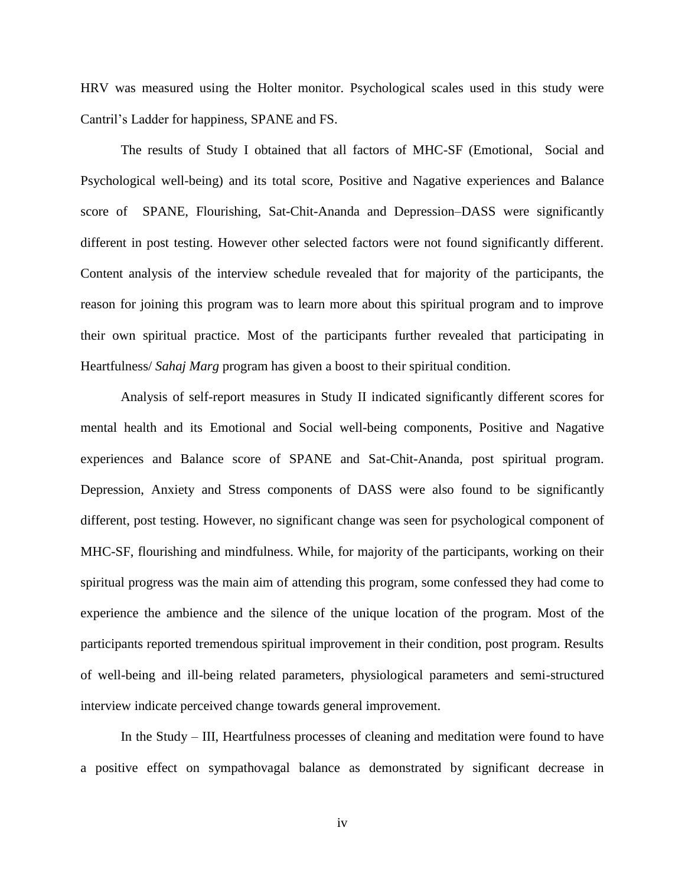HRV was measured using the Holter monitor. Psychological scales used in this study were Cantril's Ladder for happiness, SPANE and FS.

The results of Study I obtained that all factors of MHC-SF (Emotional, Social and Psychological well-being) and its total score, Positive and Nagative experiences and Balance score of SPANE, Flourishing, Sat-Chit-Ananda and Depression–DASS were significantly different in post testing. However other selected factors were not found significantly different. Content analysis of the interview schedule revealed that for majority of the participants, the reason for joining this program was to learn more about this spiritual program and to improve their own spiritual practice. Most of the participants further revealed that participating in Heartfulness/ *Sahaj Marg* program has given a boost to their spiritual condition.

Analysis of self-report measures in Study II indicated significantly different scores for mental health and its Emotional and Social well-being components, Positive and Nagative experiences and Balance score of SPANE and Sat-Chit-Ananda, post spiritual program. Depression, Anxiety and Stress components of DASS were also found to be significantly different, post testing. However, no significant change was seen for psychological component of MHC-SF, flourishing and mindfulness. While, for majority of the participants, working on their spiritual progress was the main aim of attending this program, some confessed they had come to experience the ambience and the silence of the unique location of the program. Most of the participants reported tremendous spiritual improvement in their condition, post program. Results of well-being and ill-being related parameters, physiological parameters and semi-structured interview indicate perceived change towards general improvement.

In the Study – III, Heartfulness processes of cleaning and meditation were found to have a positive effect on sympathovagal balance as demonstrated by significant decrease in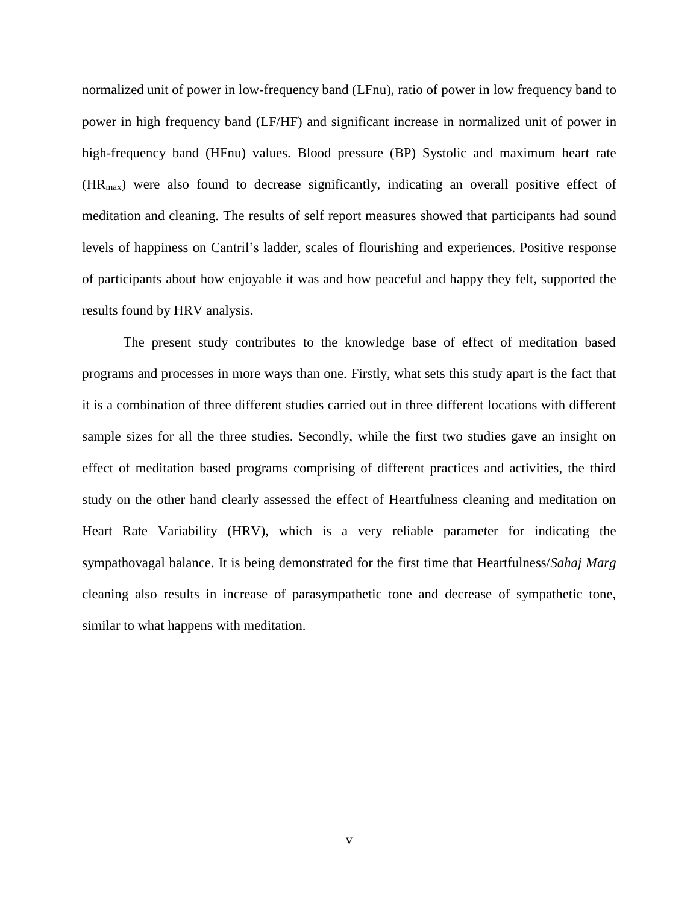normalized unit of power in low-frequency band (LFnu), ratio of power in low frequency band to power in high frequency band (LF/HF) and significant increase in normalized unit of power in high-frequency band (HFnu) values. Blood pressure (BP) Systolic and maximum heart rate ($HR_{max}$) were also found to decrease significantly, indicating an overall positive effect of meditation and cleaning. The results of self report measures showed that participants had sound levels of happiness on Cantril's ladder, scales of flourishing and experiences. Positive response of participants about how enjoyable it was and how peaceful and happy they felt, supported the results found by HRV analysis.

The present study contributes to the knowledge base of effect of meditation based programs and processes in more ways than one. Firstly, what sets this study apart is the fact that it is a combination of three different studies carried out in three different locations with different sample sizes for all the three studies. Secondly, while the first two studies gave an insight on effect of meditation based programs comprising of different practices and activities, the third study on the other hand clearly assessed the effect of Heartfulness cleaning and meditation on Heart Rate Variability (HRV), which is a very reliable parameter for indicating the sympathovagal balance. It is being demonstrated for the first time that Heartfulness/*Sahaj Marg* cleaning also results in increase of parasympathetic tone and decrease of sympathetic tone, similar to what happens with meditation.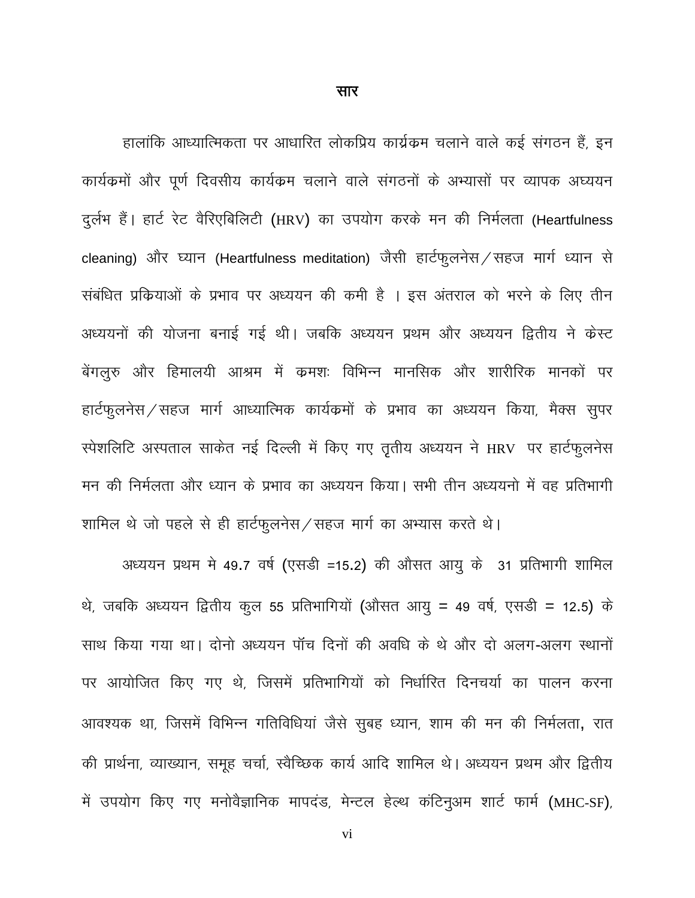# सार

हालांकि आध्यात्मिकता पर आधारित लोकप्रिय कार्यक्रम चलाने वाले कई संगठन हैं, इन कार्यक्रमों और पूर्ण दिवसीय कार्यक्रम चलाने वाले संगठनों के अभ्यासों पर व्यापक अध्ययन दुर्लभ हैं। हार्ट रेट वैरिएबिलिटी (HRV) का उपयोग करके मन की निर्मलता (Heartfulness cleaning) और घ्यान (Heartfulness meditation) जैसी हार्टफुलनेस/सहज मार्ग ध्यान से संबंधित प्रक्रियाओं के प्रभाव पर अध्ययन की कमी है । इस अंतराल को भरने के लिए तीन अध्ययनों की योजना बनाई गई थी। जबकि अध्ययन प्रथम और अध्ययन द्वितीय ने केस्ट बेंगलुरु और हिमालयी आश्रम में क्रमशः विभिन्न मानसिक और शारीरिक मानकों पर हार्टफुलनेस/सहज मार्ग आध्यात्मिक कार्यक्रमों के प्रभाव का अध्ययन किया, मैक्स सुपर स्पेशलिटि अस्पताल साकेत नई दिल्ली में किए गए तृतीय अध्ययन ने HRV पर हार्टफुलनेस मन की निर्मलता और ध्यान के प्रभाव का अध्ययन किया। सभी तीन अध्ययनो में वह प्रतिभागी शामिल थे जो पहले से ही हार्टफुलनेस/सहज मार्ग का अभ्यास करते थे।

अध्ययन प्रथम मे 49.7 वर्ष (एसडी =15.2) की औसत आयु के 31 प्रतिभागी शामिल थे, जबकि अध्ययन द्वितीय कुल 55 प्रतिभागियों (औसत आयु = 49 वर्ष, एसडी = 12.5) के साथ किया गया था। दोनो अध्ययन पॉच दिनों की अवधि के थे और दो अलग-अलग स्थानों पर आयोजित किए गए थे, जिसमें प्रतिभागियों को निर्धारित दिनचर्या का पालन करना आवश्यक था, जिसमें विभिन्न गतिविधियां जैसे सुबह ध्यान, शाम की मन की निर्मलता, रात की प्रार्थना, व्याख्यान, समूह चर्चा, स्वैच्छिक कार्य आदि शामिल थे। अध्ययन प्रथम और द्वितीय में उपयोग किए गए मनोवैज्ञानिक मापदंड, मेन्टल हेल्थ कंटिनुअम शार्ट फार्म (MHC-SF),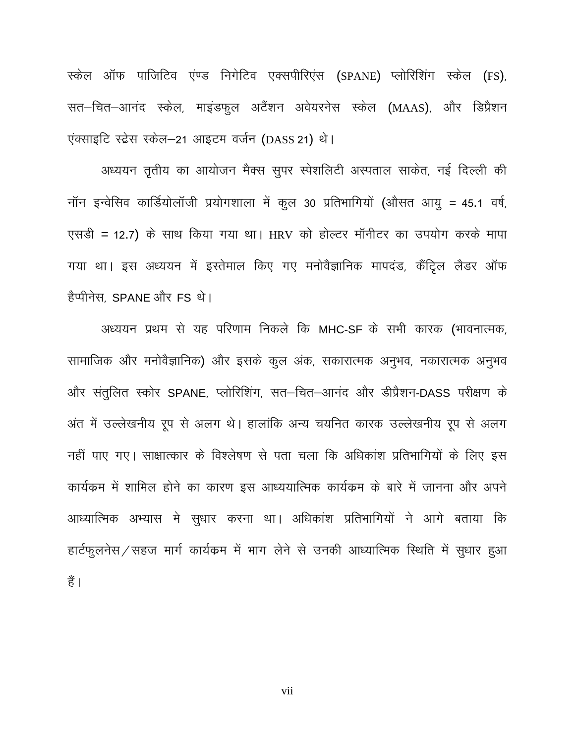स्केल ऑफ पाजिटिव एंण्ड निगेटिव एक्सपीरिएंस (SPANE) प्लोरिशिंग स्केल (FS), सत–चित–आनंद स्केल, माइंडफुल अटैंशन अवेयरनेस स्केल (MAAS), और डिप्रैशन एंक्साइटि स्ट्रेस स्केल–21 आइटम वर्जन (DASS 21) थे।

अध्ययन तृतीय का आयोजन मैक्स सुपर स्पेशलिटी अस्पताल साकेत, नई दिल्ली की नॉन इन्वेसिव कार्डियोलॉजी प्रयोगशाला में कुल 30 प्रतिभागियों (औसत आयु = 45.1 वर्ष, एसडी = 12.7) के साथ किया गया था। HRV को होल्टर मॉनीटर का उपयोग करके मापा गया था। इस अध्ययन में इस्तेमाल किए गए मनोवैज्ञानिक मापदंड, कैंट्रिल लैडर ऑफ हैप्पीनेस, SPANE और FS थे।

अध्ययन प्रथम से यह परिणाम निकले कि MHC-SF के सभी कारक (भावनात्मक, सामाजिक और मनोवैज्ञानिक) और इसके कुल अंक, सकारात्मक अनुभव, नकारात्मक अनुभव और संतुलित स्कोर SPANE, प्लोरिशिंग, सत–चित–आनंद और डीप्रैशन-DASS परीक्षण के अंत में उल्लेखनीय रूप से अलग थे। हालांकि अन्य चयनित कारक उल्लेखनीय रूप से अलग नहीं पाए गए। साक्षात्कार के विश्लेषण से पता चला कि अधिकांश प्रतिभागियों के लिए इस कार्यक्रम में शामिल होने का कारण इस आध्ययात्मिक कार्यक्रम के बारे में जानना और अपने आध्यात्मिक अभ्यास मे सुधार करना था। अधिकांश प्रतिभागियों ने आगे बताया कि हार्टफुलनेस/सहज मार्ग कार्यक्रम में भाग लेने से उनकी आध्यात्मिक स्थिति में सुधार हुआ हैं।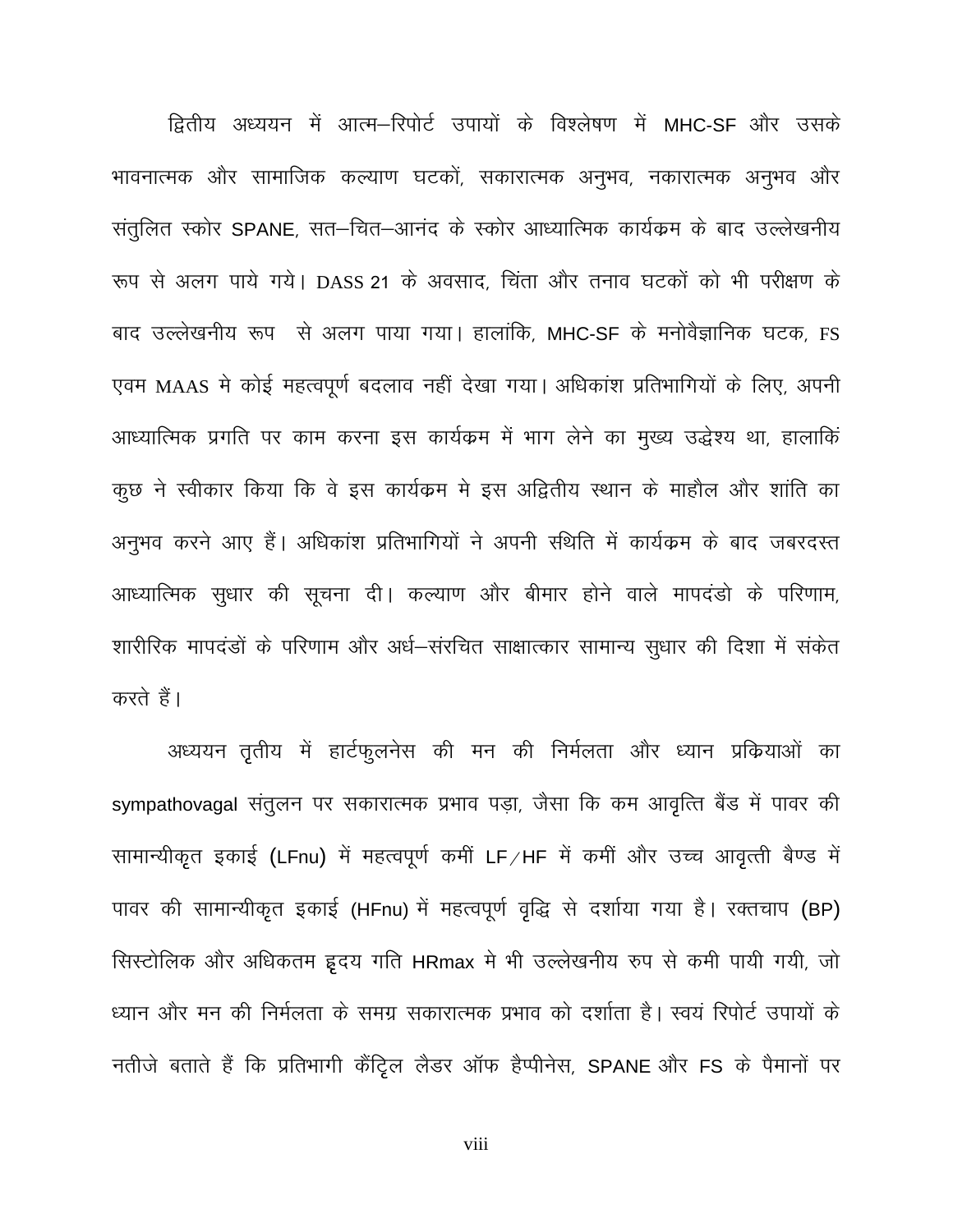द्वितीय अध्ययन में आत्म–रिपोर्ट उपायों के विश्लेषण में MHC-SF और उसके भावनात्मक और सामाजिक कल्याण घटकों, सकारात्मक अनुभव, नकारात्मक अनुभव और संतुलित स्कोर SPANE, सत–चित–आनंद के स्कोर आध्यात्मिक कार्यक्रम के बाद उल्लेखनीय रूप से अलग पाये गये। DASS 21 के अवसाद, चिंता और तनाव घटकों को भी परीक्षण के बाद उल्लेखनीय रूप से अलग पाया गया। हालांकि, MHC-SF के मनोवैज्ञानिक घटक, FS एवम MAAS मे कोई महत्वपूर्ण बदलाव नहीं देखा गया। अधिकांश प्रतिभागियों के लिए, अपनी आध्यात्मिक प्रगति पर काम करना इस कार्यक्रम में भाग लेने का मुख्य उद्धेश्य था, हालाकिं कुछ ने स्वीकार किया कि वे इस कार्यक्रम मे इस अद्वितीय स्थान के माहौल और शांति का अनुभव करने आए हैं। अधिकांश प्रतिभागियों ने अपनी स्थिति में कार्यक्रम के बाद जबरदस्त आध्यात्मिक सुधार की सूचना दी। कल्याण और बीमार होने वाले मापदंडो के परिणाम, शारीरिक मापदंडों के परिणाम और अर्ध–संरचित साक्षात्कार सामान्य सुधार की दिशा में संकेत करते हैं।

अध्ययन तृतीय में हार्टफुलनेस की मन की निर्मलता और ध्यान प्रक्रियाओं का sympathovagal संतुलन पर सकारात्मक प्रभाव पड़ा, जैसा कि कम आवृत्ति बैंड में पावर की सामान्यीकृत इकाई (LFnu) में महत्वपूर्ण कमीं LF/HF में कमीं और उच्च आवृत्ती बैण्ड में पावर की सामान्यीकृत इकाई (HFnu) में महत्वपूर्ण वृद्धि से दर्शाया गया है। रक्तचाप (BP) सिस्टोलिक और अधिकतम हृदय गति HRmax मे भी उल्लेखनीय रुप से कमी पायी गयी, जो ध्यान और मन की निर्मलता के समग्र सकारात्मक प्रभाव को दर्शाता है। स्वयं रिपोर्ट उपायों के नतीजे बताते हैं कि प्रतिभागी कैंट्रिल लैडर ऑफ हैप्पीनेस, SPANE और FS के पैमानों पर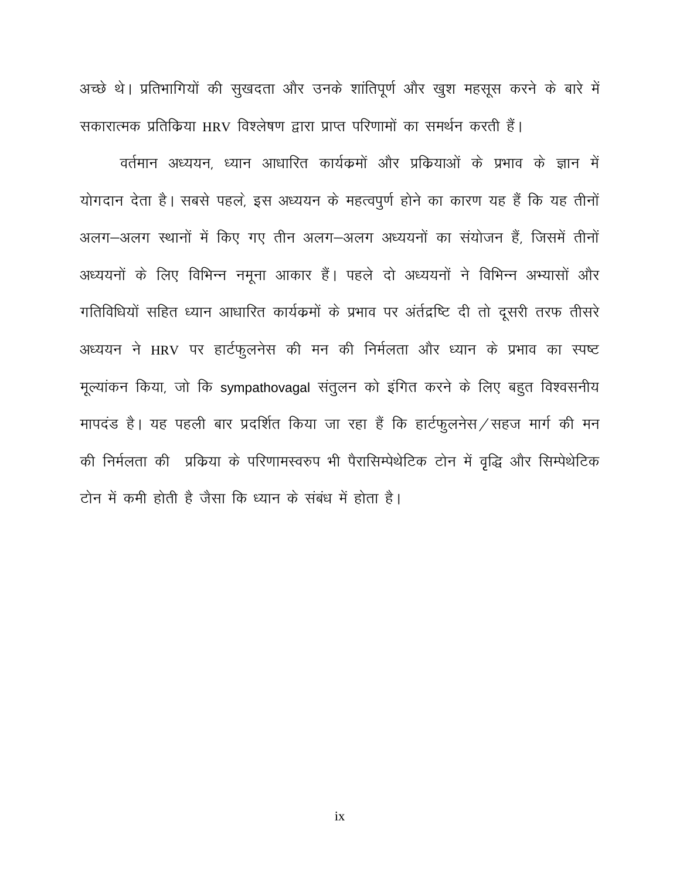अच्छे थे। प्रतिभागियों की सुखदता और उनके शांतिपूर्ण और खुश महसूस करने के बारे में सकारात्मक प्रतिक्रिया HRV विश्लेषण द्वारा प्राप्त परिणामों का समर्थन करती हैं।

वर्तमान अध्ययन, ध्यान आधारित कार्यक्रमों और प्रक्रियाओं के प्रभाव के ज्ञान में योगदान देता है। सबसे पहले, इस अध्ययन के महत्वपुर्ण होने का कारण यह हैं कि यह तीनों अलग–अलग स्थानों में किए गए तीन अलग–अलग अध्ययनों का संयोजन हैं, जिसमें तीनों अध्ययनों के लिए विभिन्न नमूना आकार हैं। पहले दो अध्ययनों ने विभिन्न अभ्यासों और गतिविधियों सहित ध्यान आधारित कार्यक्रमों के प्रभाव पर अंर्तद्रष्टि दी तो दूसरी तरफ तीसरे अध्ययन ने HRV पर हार्टफुलनेस की मन की निर्मलता और ध्यान के प्रभाव का स्पष्ट मूल्यांकन किया, जो कि sympathovagal संतुलन को इंगित करने के लिए बहुत विश्वसनीय मापदंड है। यह पहली बार प्रदर्शित किया जा रहा हैं कि हार्टफुलनेस/सहज मार्ग की मन की निर्मलता की प्रक्रिया के परिणामस्वरुप भी पैरासिम्पेथेटिक टोन में वृद्धि और सिम्पेथेटिक टोन में कमी होती है जैसा कि ध्यान के संबंध में होता है।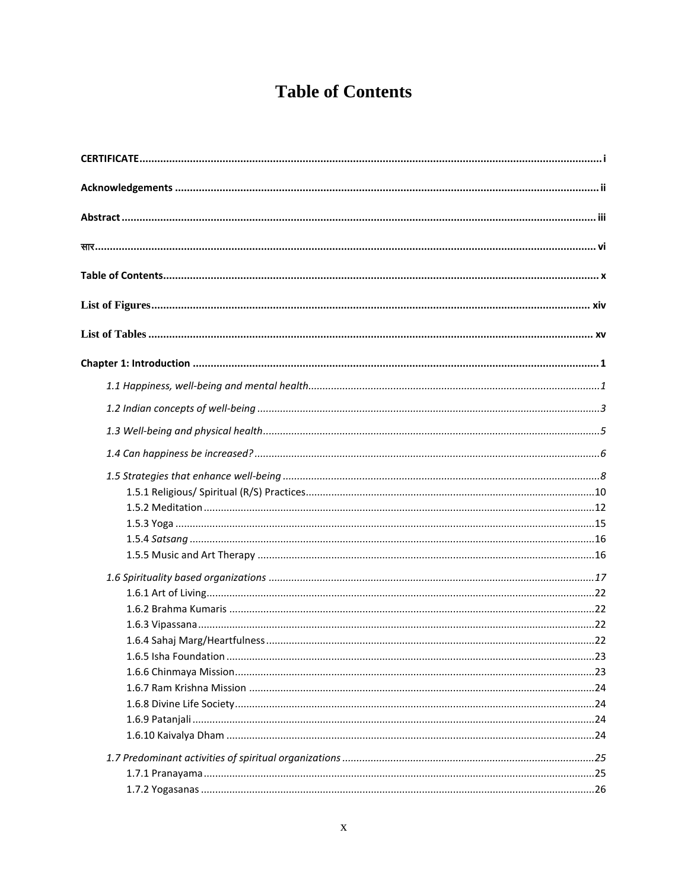# Table of Contents

**CERTIFICATE** .......... i

**Acknowledgements** .......... ii

**Abstract** .......... iii

**सार** .......... vi

**Table of Contents** .......... x

**List of Figures** .......... xiv

**List of Tables** .......... xv

**Chapter 1: Introduction** .......... 1

*1.1 Happiness, well-being and mental health* .......... 1

*1.2 Indian concepts of well-being* .......... 3

*1.3 Well-being and physical health* .......... 5

*1.4 Can happiness be increased?* .......... 6

*1.5 Strategies that enhance well-being* .......... 8

- 1.5.1 Religious/ Spiritual (R/S) Practices .......... 10
- 1.5.2 Meditation .......... 12
- 1.5.3 Yoga .......... 15
- 1.5.4 *Satsang* .......... 16
- 1.5.5 Music and Art Therapy .......... 16

*1.6 Spirituality based organizations* .......... 17

- 1.6.1 Art of Living .......... 22
- 1.6.2 Brahma Kumaris .......... 22
- 1.6.3 Vipassana .......... 22
- 1.6.4 Sahaj Marg/Heartfulness .......... 22
- 1.6.5 Isha Foundation .......... 23
- 1.6.6 Chinmaya Mission .......... 23
- 1.6.7 Ram Krishna Mission .......... 24
- 1.6.8 Divine Life Society .......... 24
- 1.6.9 Patanjali .......... 24
- 1.6.10 Kaivalya Dham .......... 24

*1.7 Predominant activities of spiritual organizations* .......... 25

- 1.7.1 Pranayama .......... 25
- 1.7.2 Yogasanas .......... 26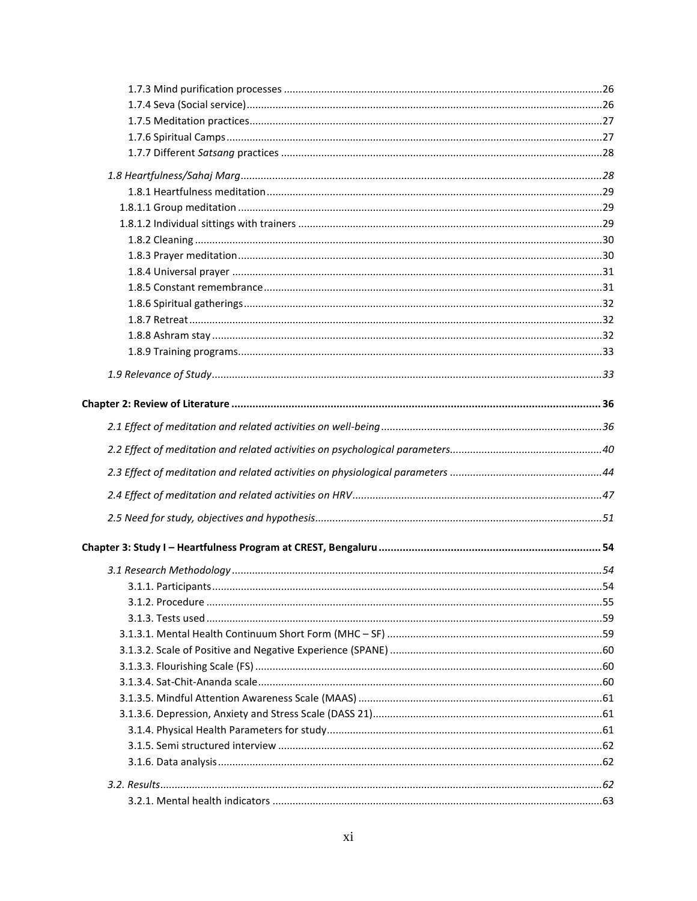1.7.3 Mind purification processes ........................................................................................................26
1.7.4 Seva (Social service)........................................................................................................................26
1.7.5 Meditation practices........................................................................................................................27
1.7.6 Spiritual Camps ................................................................................................................................27
1.7.7 Different *Satsang* practices .........................................................................................................28

*1.8 Heartfulness/Sahaj Marg*...............................................................................................................28
1.8.1 Heartfulness meditation.................................................................................................................29
1.8.1.1 Group meditation ........................................................................................................................29
1.8.1.2 Individual sittings with trainers ...................................................................................................29
1.8.2 Cleaning ..........................................................................................................................................30
1.8.3 Prayer meditation...........................................................................................................................30
1.8.4 Universal prayer .............................................................................................................................31
1.8.5 Constant remembrance..................................................................................................................31
1.8.6 Spiritual gatherings.........................................................................................................................32
1.8.7 Retreat ............................................................................................................................................32
1.8.8 Ashram stay ....................................................................................................................................32
1.8.9 Training programs...........................................................................................................................33

*1.9 Relevance of Study*.........................................................................................................................33

**Chapter 2: Review of Literature** ...................................................................................................... **36**

*2.1 Effect of meditation and related activities on well-being*...............................................................36

*2.2 Effect of meditation and related activities on psychological parameters*.......................................40

*2.3 Effect of meditation and related activities on physiological parameters* .......................................44

*2.4 Effect of meditation and related activities on HRV*.........................................................................47

*2.5 Need for study, objectives and hypothesis*......................................................................................51

**Chapter 3: Study I – Heartfulness Program at CREST, Bengaluru** ................................................... **54**

*3.1 Research Methodology* ...................................................................................................................54
3.1.1. Participants.....................................................................................................................................54
3.1.2. Procedure .......................................................................................................................................55
3.1.3. Tests used .......................................................................................................................................59
3.1.3.1. Mental Health Continuum Short Form (MHC – SF) .....................................................................59
3.1.3.2. Scale of Positive and Negative Experience (SPANE) ....................................................................60
3.1.3.3. Flourishing Scale (FS) ...................................................................................................................60
3.1.3.4. Sat-Chit-Ananda scale..................................................................................................................60
3.1.3.5. Mindful Attention Awareness Scale (MAAS) ...............................................................................61
3.1.3.6. Depression, Anxiety and Stress Scale (DASS 21)..........................................................................61
3.1.4. Physical Health Parameters for study.............................................................................................61
3.1.5. Semi structured interview ..............................................................................................................62
3.1.6. Data analysis...................................................................................................................................62

*3.2. Results*............................................................................................................................................62
3.2.1. Mental health indicators ................................................................................................................63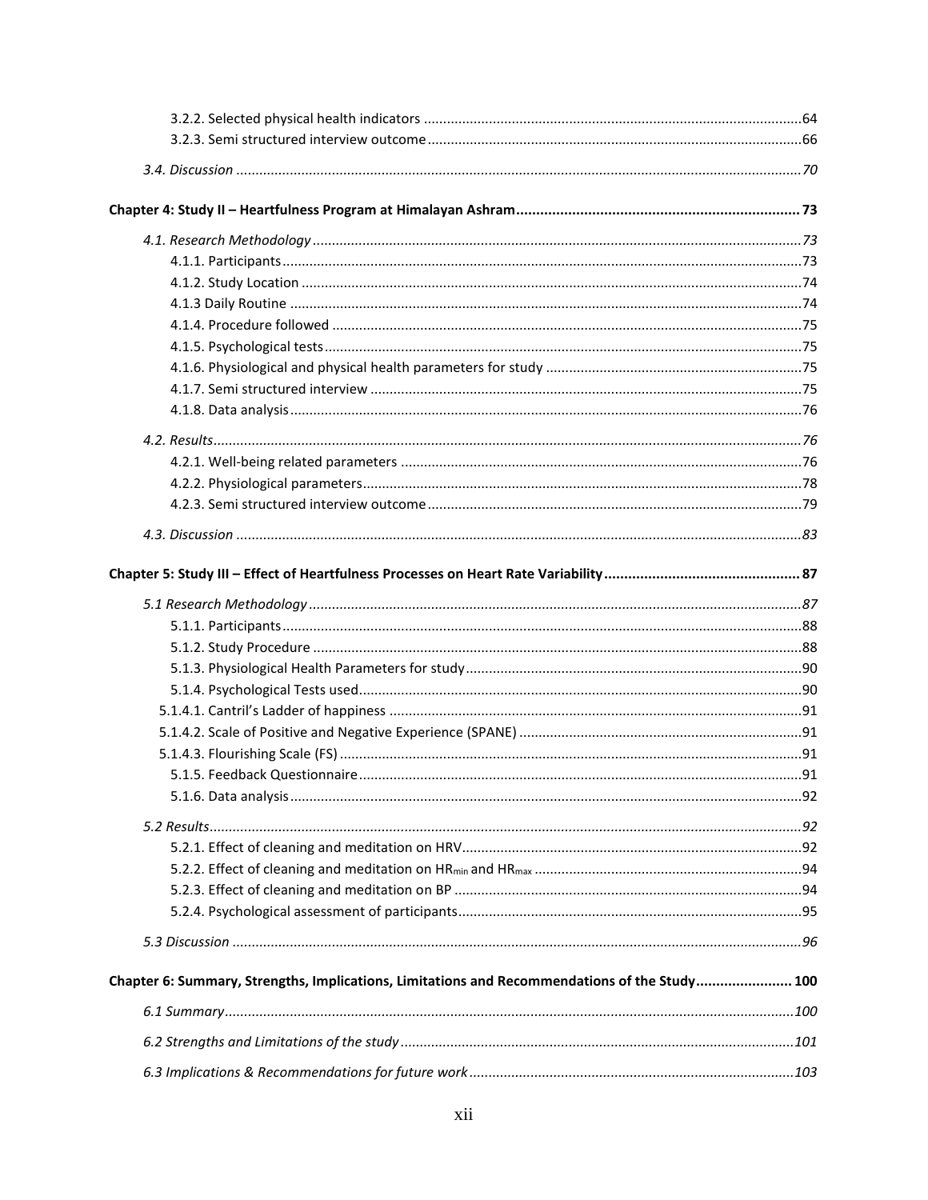3.2.2. Selected physical health indicators ....................64
3.2.3. Semi structured interview outcome ....................66

*3.4. Discussion ....................70*

**Chapter 4: Study II – Heartfulness Program at Himalayan Ashram ....................73**

*4.1. Research Methodology ....................73*

4.1.1. Participants ....................73
4.1.2. Study Location ....................74
4.1.3 Daily Routine ....................74
4.1.4. Procedure followed ....................75
4.1.5. Psychological tests ....................75
4.1.6. Physiological and physical health parameters for study ....................75
4.1.7. Semi structured interview ....................75
4.1.8. Data analysis ....................76

*4.2. Results ....................76*

4.2.1. Well-being related parameters ....................76
4.2.2. Physiological parameters ....................78
4.2.3. Semi structured interview outcome ....................79

*4.3. Discussion ....................83*

**Chapter 5: Study III – Effect of Heartfulness Processes on Heart Rate Variability ....................87**

*5.1 Research Methodology ....................87*

5.1.1. Participants ....................88
5.1.2. Study Procedure ....................88
5.1.3. Physiological Health Parameters for study ....................90
5.1.4. Psychological Tests used ....................90
5.1.4.1. Cantril's Ladder of happiness ....................91
5.1.4.2. Scale of Positive and Negative Experience (SPANE) ....................91
5.1.4.3. Flourishing Scale (FS) ....................91
5.1.5. Feedback Questionnaire ....................91
5.1.6. Data analysis ....................92

*5.2 Results ....................92*

5.2.1. Effect of cleaning and meditation on HRV ....................92
5.2.2. Effect of cleaning and meditation on $HR_{min}$ and $HR_{max}$ ....................94
5.2.3. Effect of cleaning and meditation on BP ....................94
5.2.4. Psychological assessment of participants ....................95

*5.3 Discussion ....................96*

**Chapter 6: Summary, Strengths, Implications, Limitations and Recommendations of the Study ....................100**

*6.1 Summary ....................100*

*6.2 Strengths and Limitations of the study ....................101*

*6.3 Implications & Recommendations for future work ....................103*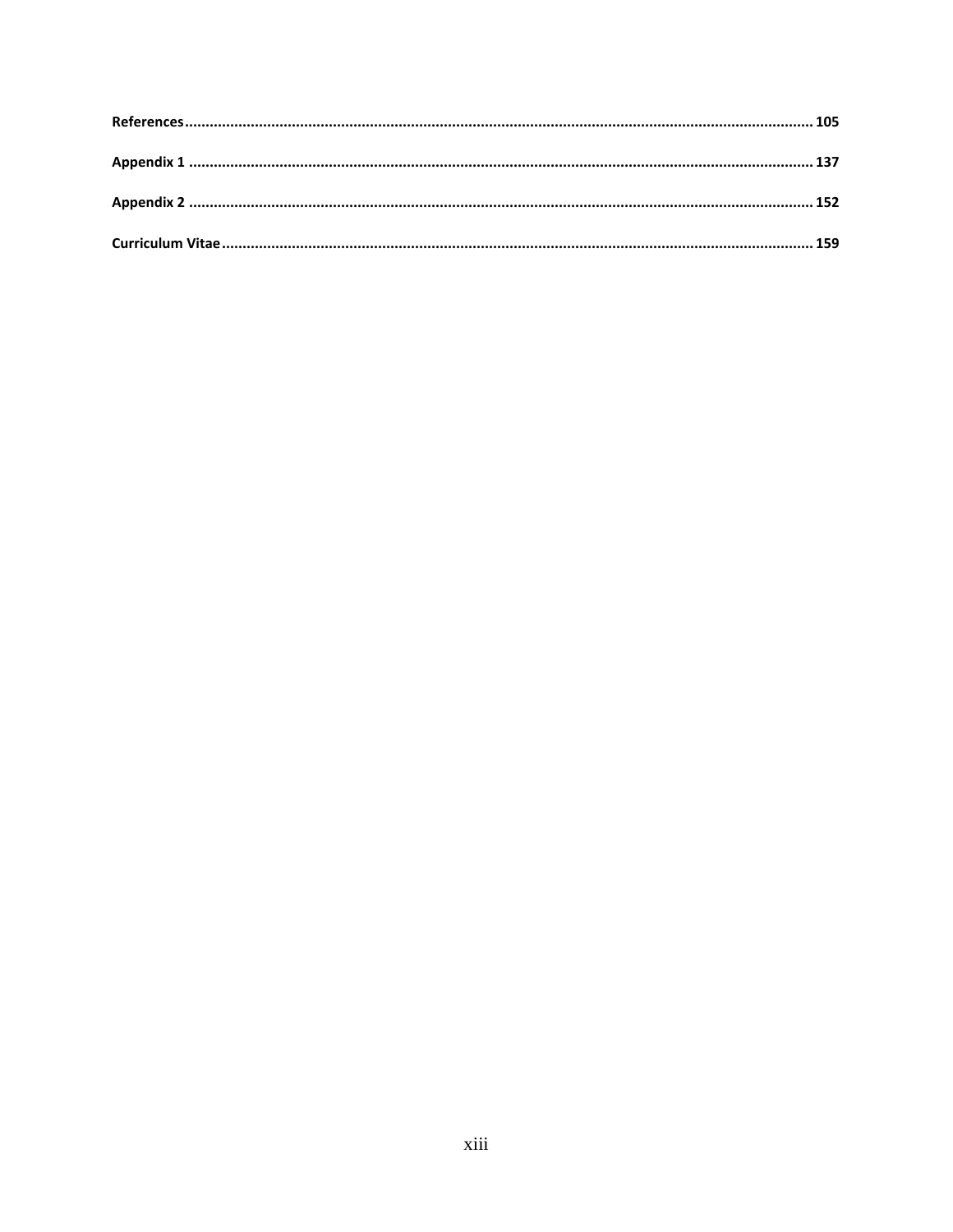**References** ........................................................................................................ 105

**Appendix 1** ........................................................................................................ 137

**Appendix 2** ........................................................................................................ 152

**Curriculum Vitae** ................................................................................................ 159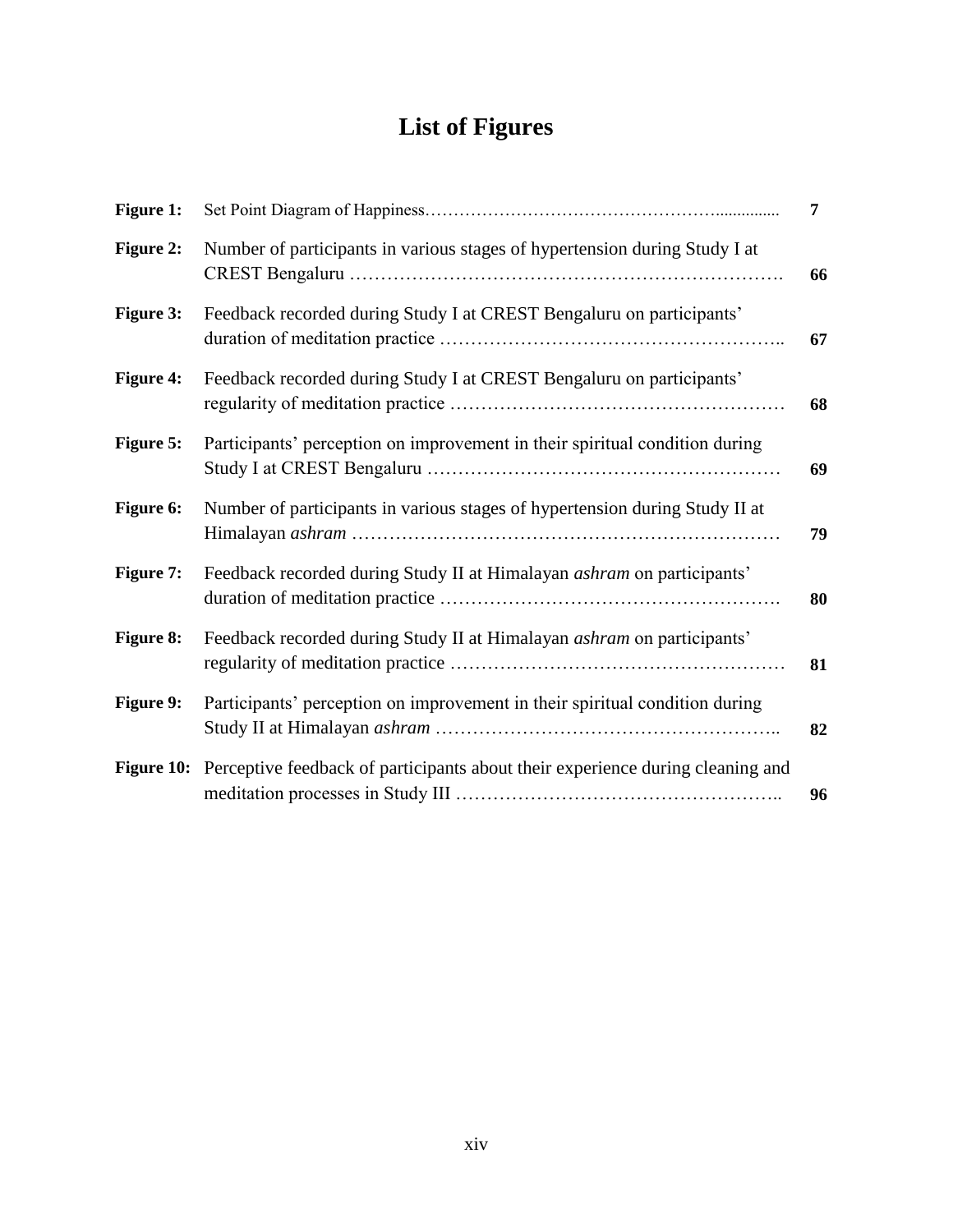# List of Figures

| | | |
|---|---|---|
| **Figure 1:** | Set Point Diagram of Happiness | **7** |
| **Figure 2:** | Number of participants in various stages of hypertension during Study I at CREST Bengaluru | **66** |
| **Figure 3:** | Feedback recorded during Study I at CREST Bengaluru on participants' duration of meditation practice | **67** |
| **Figure 4:** | Feedback recorded during Study I at CREST Bengaluru on participants' regularity of meditation practice | **68** |
| **Figure 5:** | Participants' perception on improvement in their spiritual condition during Study I at CREST Bengaluru | **69** |
| **Figure 6:** | Number of participants in various stages of hypertension during Study II at Himalayan *ashram* | **79** |
| **Figure 7:** | Feedback recorded during Study II at Himalayan *ashram* on participants' duration of meditation practice | **80** |
| **Figure 8:** | Feedback recorded during Study II at Himalayan *ashram* on participants' regularity of meditation practice | **81** |
| **Figure 9:** | Participants' perception on improvement in their spiritual condition during Study II at Himalayan *ashram* | **82** |
| **Figure 10:** | Perceptive feedback of participants about their experience during cleaning and meditation processes in Study III | **96** |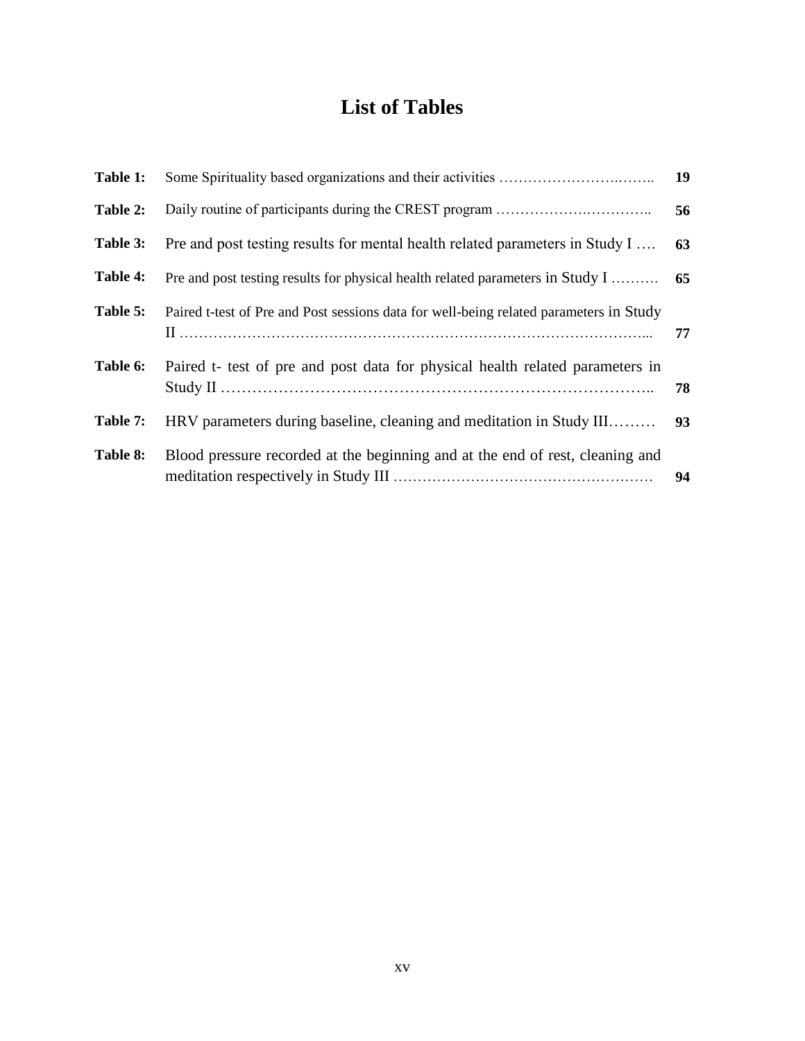# List of Tables

| | | |
|---|---|---|
| **Table 1:** | Some Spirituality based organizations and their activities ……………………….…….. | **19** |
| **Table 2:** | Daily routine of participants during the CREST program …………………………….. | **56** |
| **Table 3:** | Pre and post testing results for mental health related parameters in Study I …. | **63** |
| **Table 4:** | Pre and post testing results for physical health related parameters in Study I ………. | **65** |
| **Table 5:** | Paired t-test of Pre and Post sessions data for well-being related parameters in Study II …………………………………………………………………………………... | **77** |
| **Table 6:** | Paired t- test of pre and post data for physical health related parameters in Study II ……………………………………………………………………….. | **78** |
| **Table 7:** | HRV parameters during baseline, cleaning and meditation in Study III……… | **93** |
| **Table 8:** | Blood pressure recorded at the beginning and at the end of rest, cleaning and meditation respectively in Study III ……………………………………………… | **94** |